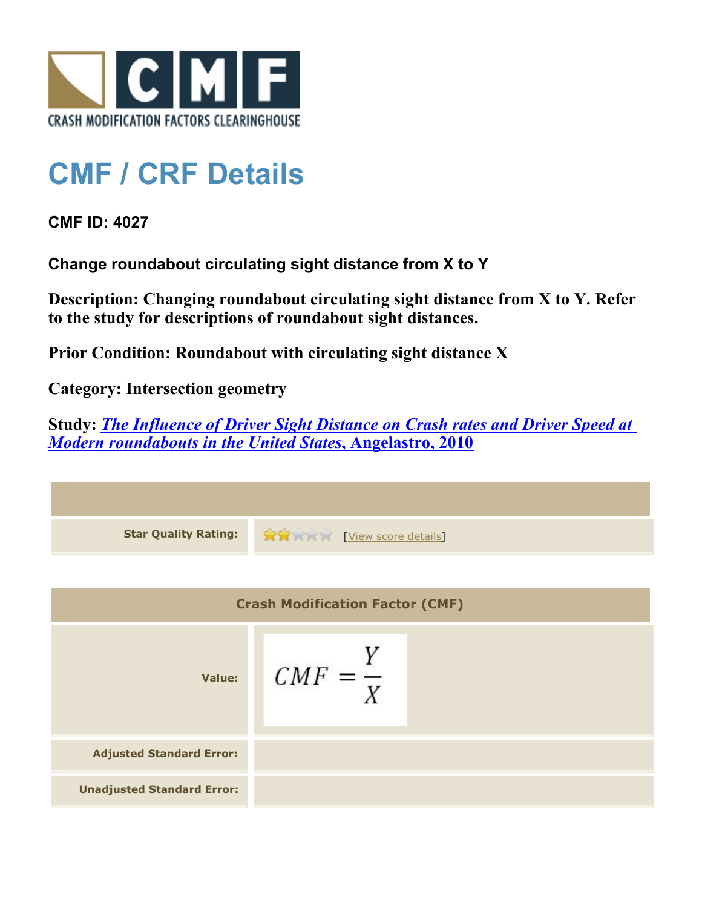CRASH MODIFICATION FACTORS CLEARINGHOUSE

# CMF / CRF Details

**CMF ID: 4027**

**Change roundabout circulating sight distance from X to Y**

**Description: Changing roundabout circulating sight distance from X to Y. Refer to the study for descriptions of roundabout sight distances.**

**Prior Condition: Roundabout with circulating sight distance X**

**Category: Intersection geometry**

**Study: *The Influence of Driver Sight Distance on Crash rates and Driver Speed at Modern roundabouts in the United States*, Angelastro, 2010**

| | |
|---|---|
| **Star Quality Rating:** | 2 of 5 stars [View score details] |

| Crash Modification Factor (CMF) | |
|---|---|
| **Value:** | $CMF = \frac{Y}{X}$ |
| **Adjusted Standard Error:** | |
| **Unadjusted Standard Error:** | |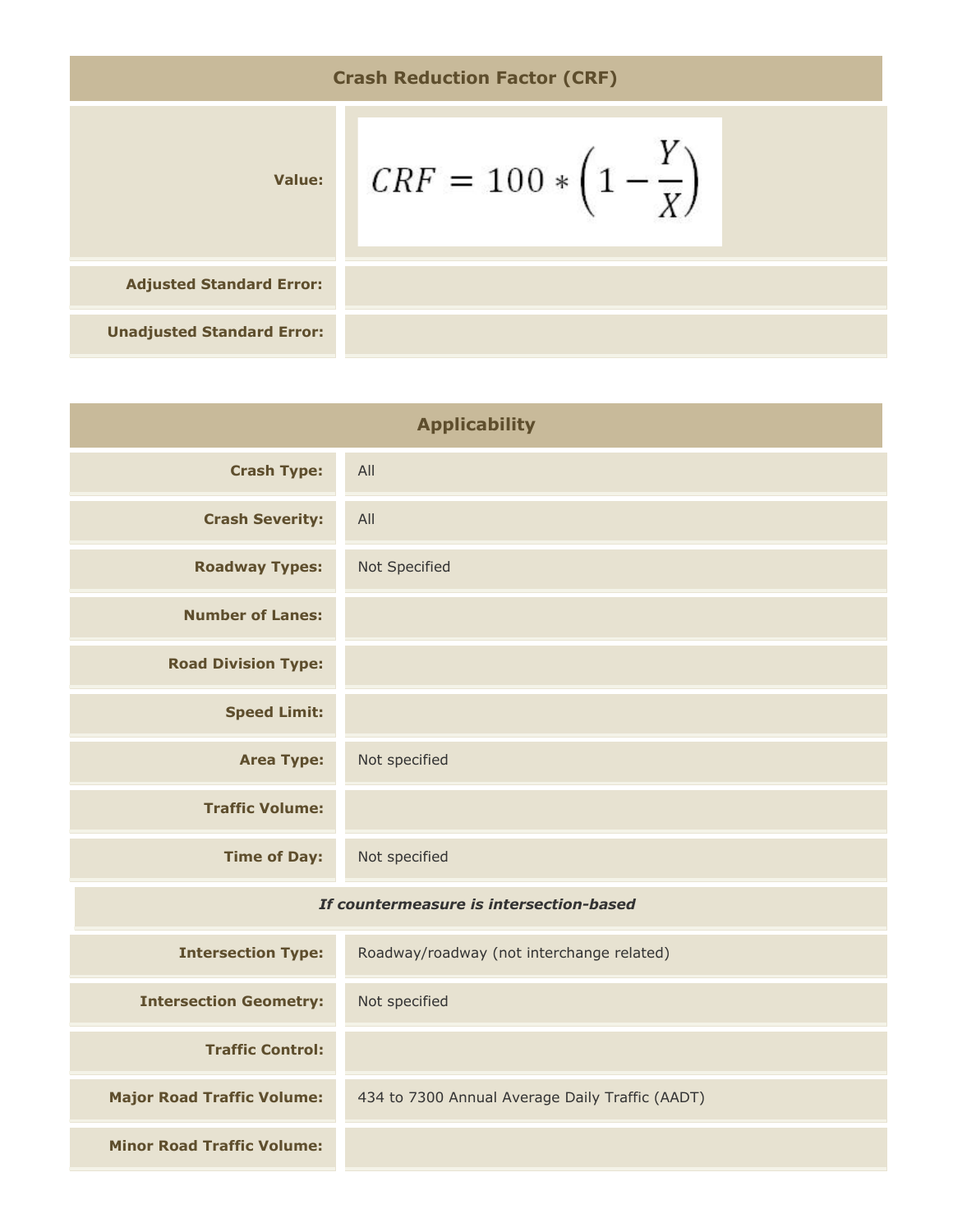| Crash Reduction Factor (CRF) | |
|---|---|
| **Value:** | $$CRF = 100 * \left(1 - \frac{Y}{X}\right)$$ |
| **Adjusted Standard Error:** | |
| **Unadjusted Standard Error:** | |

| Applicability | |
|---|---|
| **Crash Type:** | All |
| **Crash Severity:** | All |
| **Roadway Types:** | Not Specified |
| **Number of Lanes:** | |
| **Road Division Type:** | |
| **Speed Limit:** | |
| **Area Type:** | Not specified |
| **Traffic Volume:** | |
| **Time of Day:** | Not specified |
| ***If countermeasure is intersection-based*** | |
| **Intersection Type:** | Roadway/roadway (not interchange related) |
| **Intersection Geometry:** | Not specified |
| **Traffic Control:** | |
| **Major Road Traffic Volume:** | 434 to 7300 Annual Average Daily Traffic (AADT) |
| **Minor Road Traffic Volume:** | |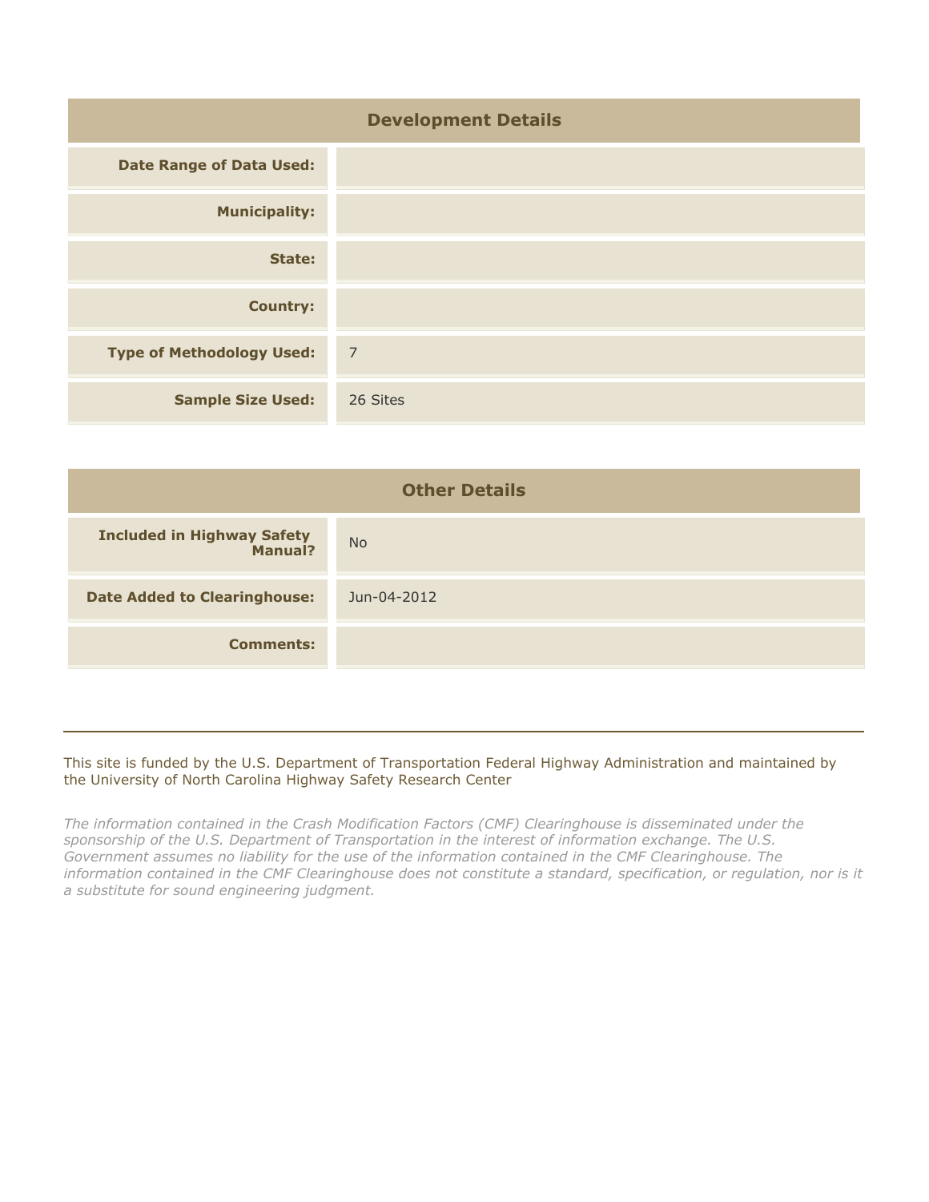## Development Details

| | |
|---|---|
| **Date Range of Data Used:** | |
| **Municipality:** | |
| **State:** | |
| **Country:** | |
| **Type of Methodology Used:** | 7 |
| **Sample Size Used:** | 26 Sites |

## Other Details

| | |
|---|---|
| **Included in Highway Safety Manual?** | No |
| **Date Added to Clearinghouse:** | Jun-04-2012 |
| **Comments:** | |

---

This site is funded by the U.S. Department of Transportation Federal Highway Administration and maintained by the University of North Carolina Highway Safety Research Center

*The information contained in the Crash Modification Factors (CMF) Clearinghouse is disseminated under the sponsorship of the U.S. Department of Transportation in the interest of information exchange. The U.S. Government assumes no liability for the use of the information contained in the CMF Clearinghouse. The information contained in the CMF Clearinghouse does not constitute a standard, specification, or regulation, nor is it a substitute for sound engineering judgment.*